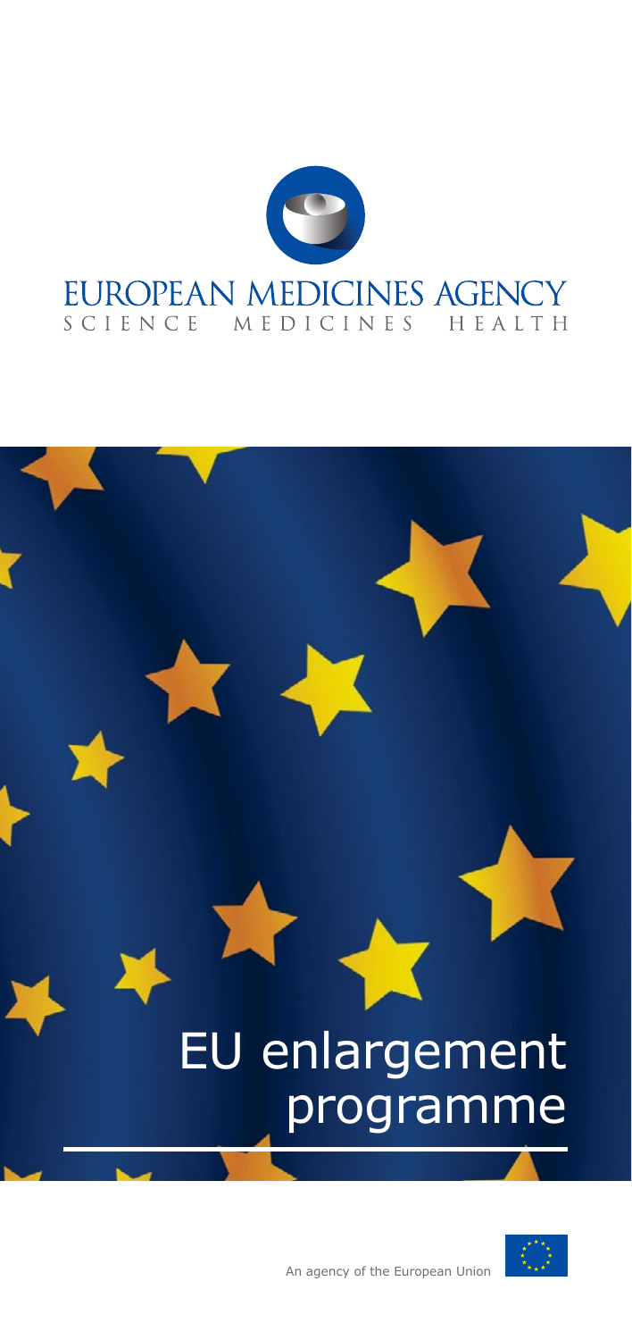EUROPEAN MEDICINES AGENCY

SCIENCE MEDICINES HEALTH

# EU enlargement programme

An agency of the European Union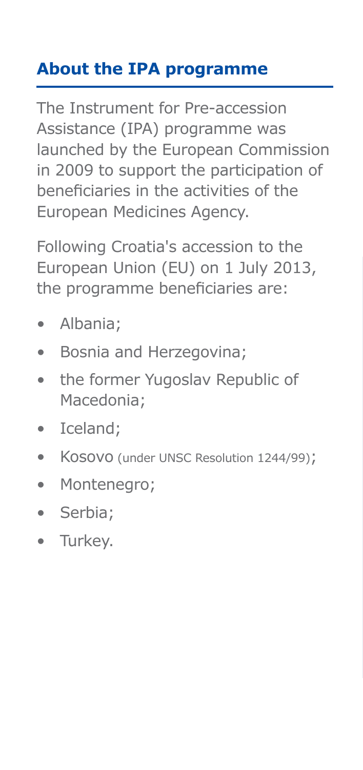## About the IPA programme

The Instrument for Pre-accession Assistance (IPA) programme was launched by the European Commission in 2009 to support the participation of beneficiaries in the activities of the European Medicines Agency.

Following Croatia's accession to the European Union (EU) on 1 July 2013, the programme beneficiaries are:

- Albania;
- Bosnia and Herzegovina;
- the former Yugoslav Republic of Macedonia;
- Iceland;
- Kosovo (under UNSC Resolution 1244/99);
- Montenegro;
- Serbia;
- Turkey.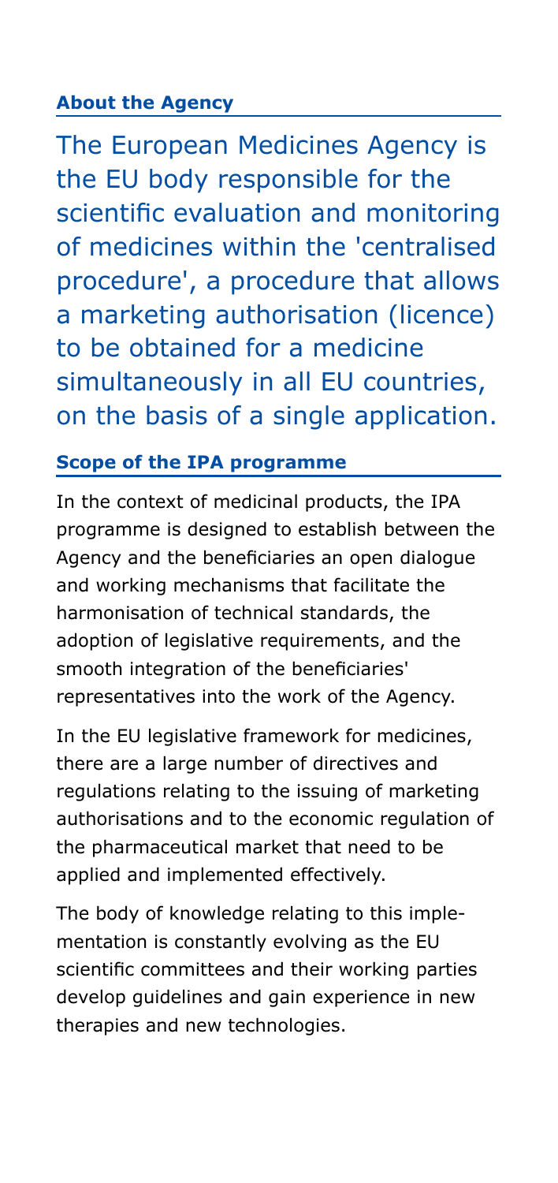## About the Agency

The European Medicines Agency is the EU body responsible for the scientific evaluation and monitoring of medicines within the 'centralised procedure', a procedure that allows a marketing authorisation (licence) to be obtained for a medicine simultaneously in all EU countries, on the basis of a single application.

## Scope of the IPA programme

In the context of medicinal products, the IPA programme is designed to establish between the Agency and the beneficiaries an open dialogue and working mechanisms that facilitate the harmonisation of technical standards, the adoption of legislative requirements, and the smooth integration of the beneficiaries' representatives into the work of the Agency.

In the EU legislative framework for medicines, there are a large number of directives and regulations relating to the issuing of marketing authorisations and to the economic regulation of the pharmaceutical market that need to be applied and implemented effectively.

The body of knowledge relating to this implementation is constantly evolving as the EU scientific committees and their working parties develop guidelines and gain experience in new therapies and new technologies.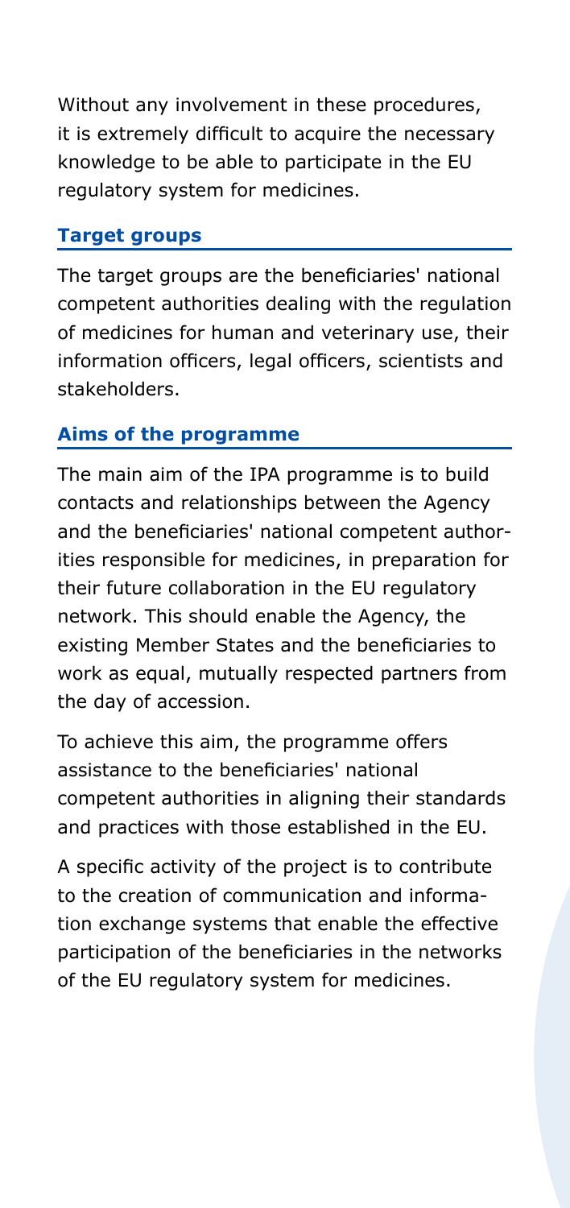Without any involvement in these procedures, it is extremely difficult to acquire the necessary knowledge to be able to participate in the EU regulatory system for medicines.

### Target groups

The target groups are the beneficiaries' national competent authorities dealing with the regulation of medicines for human and veterinary use, their information officers, legal officers, scientists and stakeholders.

### Aims of the programme

The main aim of the IPA programme is to build contacts and relationships between the Agency and the beneficiaries' national competent authorities responsible for medicines, in preparation for their future collaboration in the EU regulatory network. This should enable the Agency, the existing Member States and the beneficiaries to work as equal, mutually respected partners from the day of accession.

To achieve this aim, the programme offers assistance to the beneficiaries' national competent authorities in aligning their standards and practices with those established in the EU.

A specific activity of the project is to contribute to the creation of communication and information exchange systems that enable the effective participation of the beneficiaries in the networks of the EU regulatory system for medicines.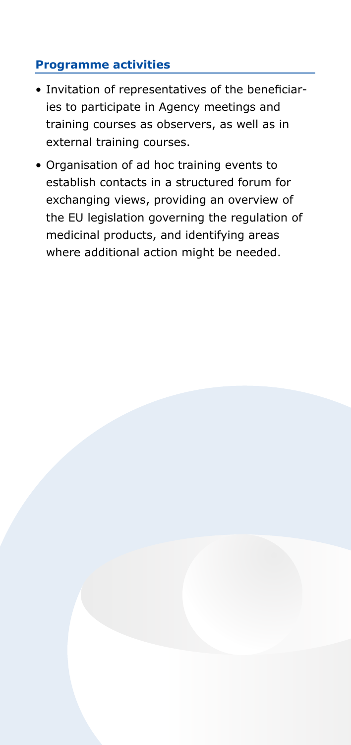## Programme activities

- Invitation of representatives of the beneficiaries to participate in Agency meetings and training courses as observers, as well as in external training courses.
- Organisation of ad hoc training events to establish contacts in a structured forum for exchanging views, providing an overview of the EU legislation governing the regulation of medicinal products, and identifying areas where additional action might be needed.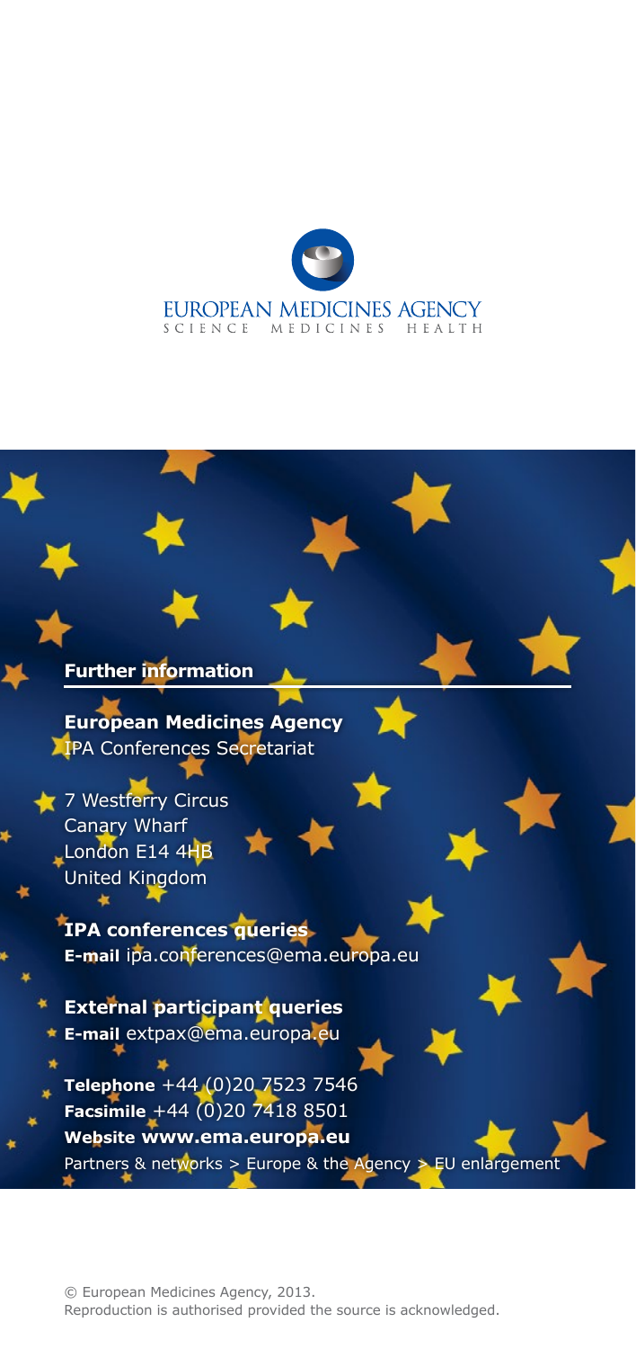EUROPEAN MEDICINES AGENCY

SCIENCE MEDICINES HEALTH

## Further information

**European Medicines Agency**
IPA Conferences Secretariat

7 Westferry Circus
Canary Wharf
London E14 4HB
United Kingdom

**IPA conferences queries**
**E-mail** ipa.conferences@ema.europa.eu

**External participant queries**
**E-mail** extpax@ema.europa.eu

**Telephone** +44 (0)20 7523 7546
**Facsimile** +44 (0)20 7418 8501
**Website www.ema.europa.eu**
Partners & networks > Europe & the Agency > EU enlargement

© European Medicines Agency, 2013.
Reproduction is authorised provided the source is acknowledged.